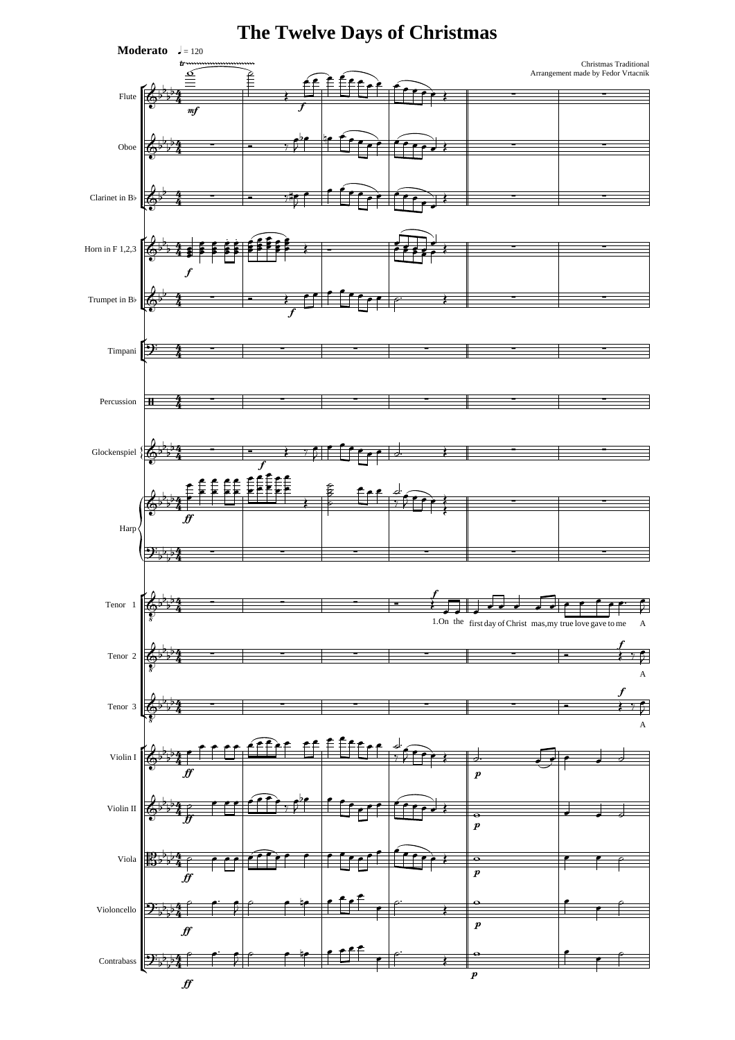# The Twelve Days of Christmas

**Moderato** ♩ = 120

Christmas Traditional
Arrangement made by Fedor Vrtacnik

Flute
Oboe
Clarinet in B♭
Horn in F 1,2,3
Trumpet in B♭
Timpani
Percussion
Glockenspiel
Harp
Tenor 1
Tenor 2
Tenor 3
Violin I
Violin II
Viola
Violoncello
Contrabass

1.On the first day of Christ mas,my true love gave to me A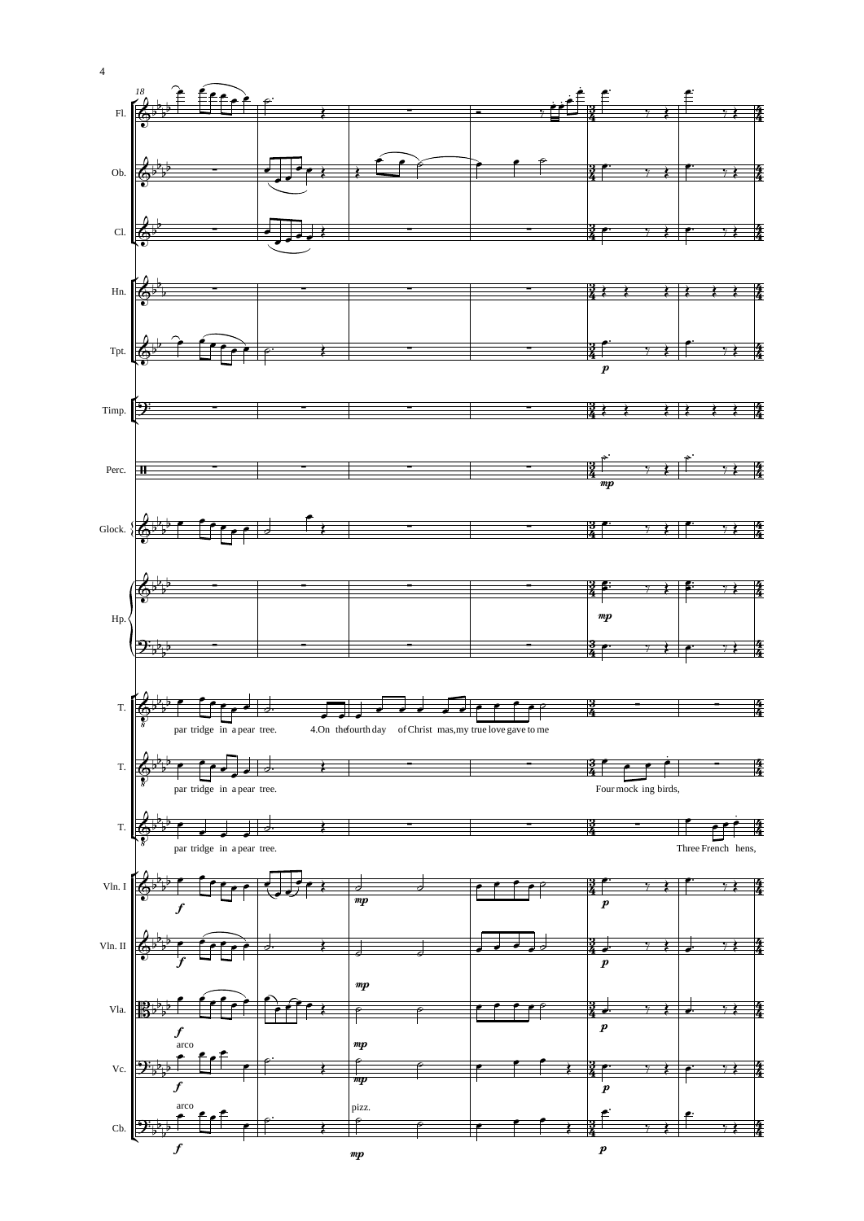Fl.

Ob.

Cl.

Hn.

Tpt.

Timp.

Perc.

Glock.

Hp.

T. par tridge in a pear tree. 4.On the fourth day of Christ mas, my true love gave to me

T. par tridge in a pear tree. Four mock ing birds,

T. par tridge in a pear tree. Three French hens,

Vln. I

Vln. II

Vla.

Vc.

Cb.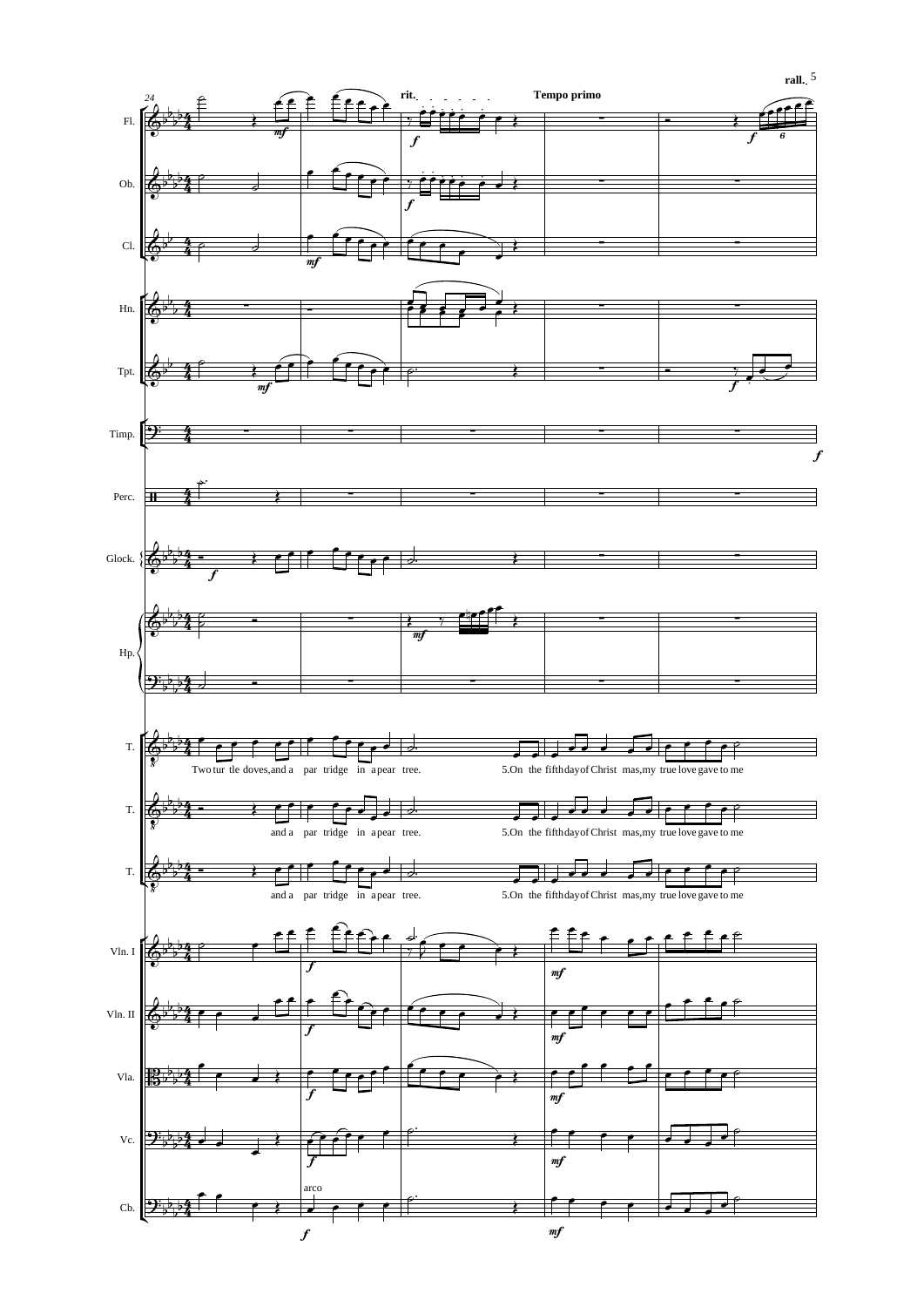rit. Tempo primo rall.

Two tur tle doves, and a par tridge in a pear tree. 5.On the fifth day of Christ mas, my true love gave to me

and a par tridge in a pear tree. 5.On the fifth day of Christ mas, my true love gave to me

and a par tridge in a pear tree. 5.On the fifth day of Christ mas, my true love gave to me